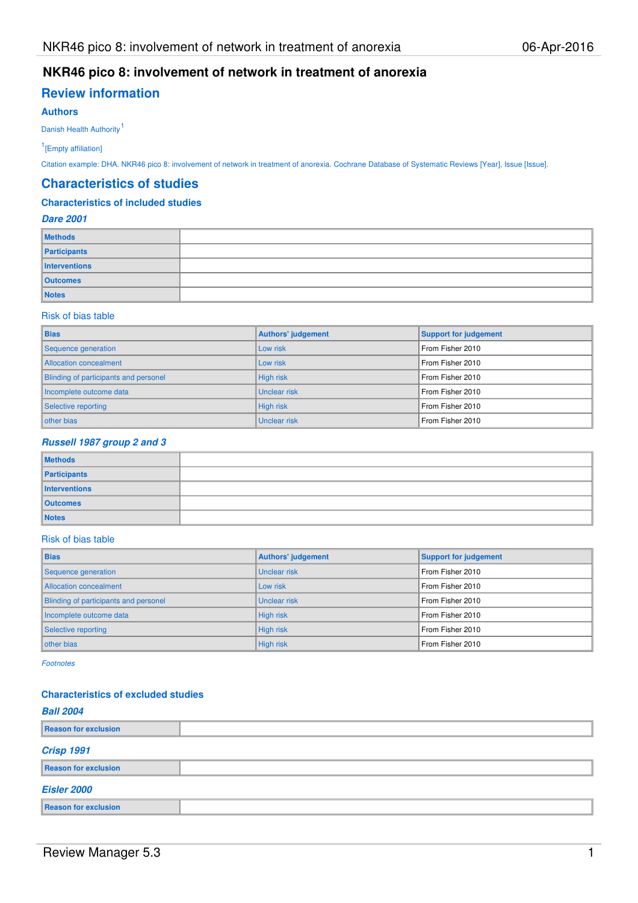# NKR46 pico 8: involvement of network in treatment of anorexia

## Review information

### Authors

Danish Health Authority[1]

[1][Empty affiliation]

Citation example: DHA. NKR46 pico 8: involvement of network in treatment of anorexia. Cochrane Database of Systematic Reviews [Year], Issue [Issue].

## Characteristics of studies

### Characteristics of included studies

#### *Dare 2001*

| | |
|---|---|
| **Methods** | |
| **Participants** | |
| **Interventions** | |
| **Outcomes** | |
| **Notes** | |

Risk of bias table

| Bias | Authors' judgement | Support for judgement |
|---|---|---|
| Sequence generation | Low risk | From Fisher 2010 |
| Allocation concealment | Low risk | From Fisher 2010 |
| Blinding of participants and personel | High risk | From Fisher 2010 |
| Incomplete outcome data | Unclear risk | From Fisher 2010 |
| Selective reporting | High risk | From Fisher 2010 |
| other bias | Unclear risk | From Fisher 2010 |

#### *Russell 1987 group 2 and 3*

| | |
|---|---|
| **Methods** | |
| **Participants** | |
| **Interventions** | |
| **Outcomes** | |
| **Notes** | |

Risk of bias table

| Bias | Authors' judgement | Support for judgement |
|---|---|---|
| Sequence generation | Unclear risk | From Fisher 2010 |
| Allocation concealment | Low risk | From Fisher 2010 |
| Blinding of participants and personel | Unclear risk | From Fisher 2010 |
| Incomplete outcome data | High risk | From Fisher 2010 |
| Selective reporting | High risk | From Fisher 2010 |
| other bias | High risk | From Fisher 2010 |

*Footnotes*

### Characteristics of excluded studies

#### *Ball 2004*

| | |
|---|---|
| **Reason for exclusion** | |

#### *Crisp 1991*

| | |
|---|---|
| **Reason for exclusion** | |

#### *Eisler 2000*

| | |
|---|---|
| **Reason for exclusion** | |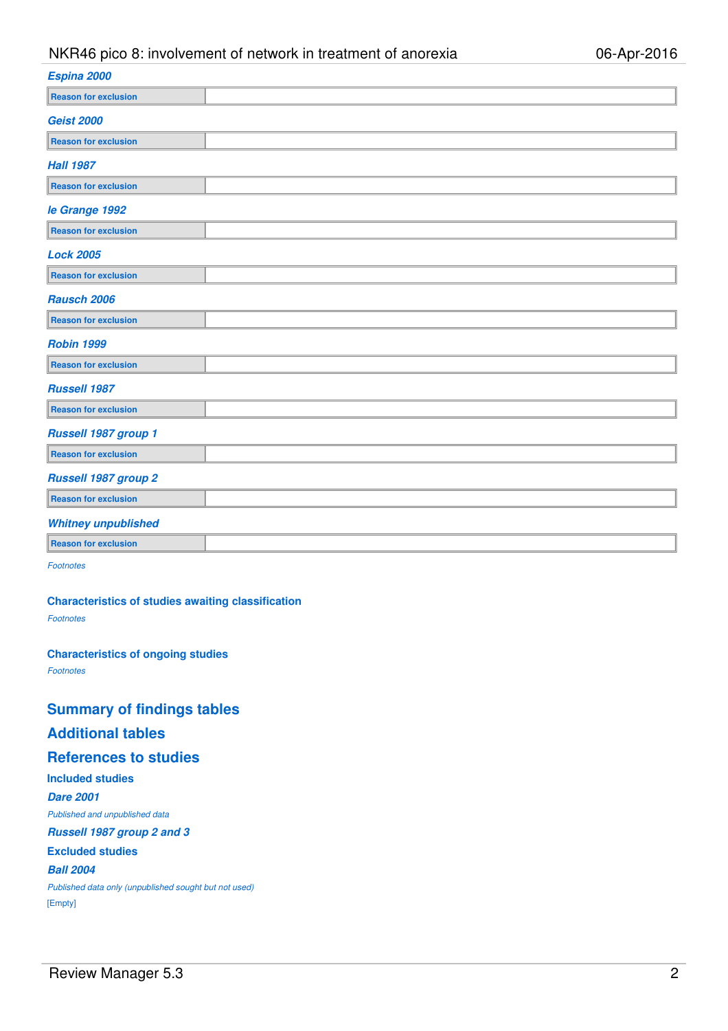### *Espina 2000*

| Reason for exclusion | |
|---|---|

### *Geist 2000*

| Reason for exclusion | |
|---|---|

### *Hall 1987*

| Reason for exclusion | |
|---|---|

### *le Grange 1992*

| Reason for exclusion | |
|---|---|

### *Lock 2005*

| Reason for exclusion | |
|---|---|

### *Rausch 2006*

| Reason for exclusion | |
|---|---|

### *Robin 1999*

| Reason for exclusion | |
|---|---|

### *Russell 1987*

| Reason for exclusion | |
|---|---|

### *Russell 1987 group 1*

| Reason for exclusion | |
|---|---|

### *Russell 1987 group 2*

| Reason for exclusion | |
|---|---|

### *Whitney unpublished*

| Reason for exclusion | |
|---|---|

*Footnotes*

### Characteristics of studies awaiting classification

*Footnotes*

### Characteristics of ongoing studies

*Footnotes*

## Summary of findings tables

## Additional tables

## References to studies

### Included studies

#### *Dare 2001*

*Published and unpublished data*

#### *Russell 1987 group 2 and 3*

### Excluded studies

#### *Ball 2004*

*Published data only (unpublished sought but not used)*

[Empty]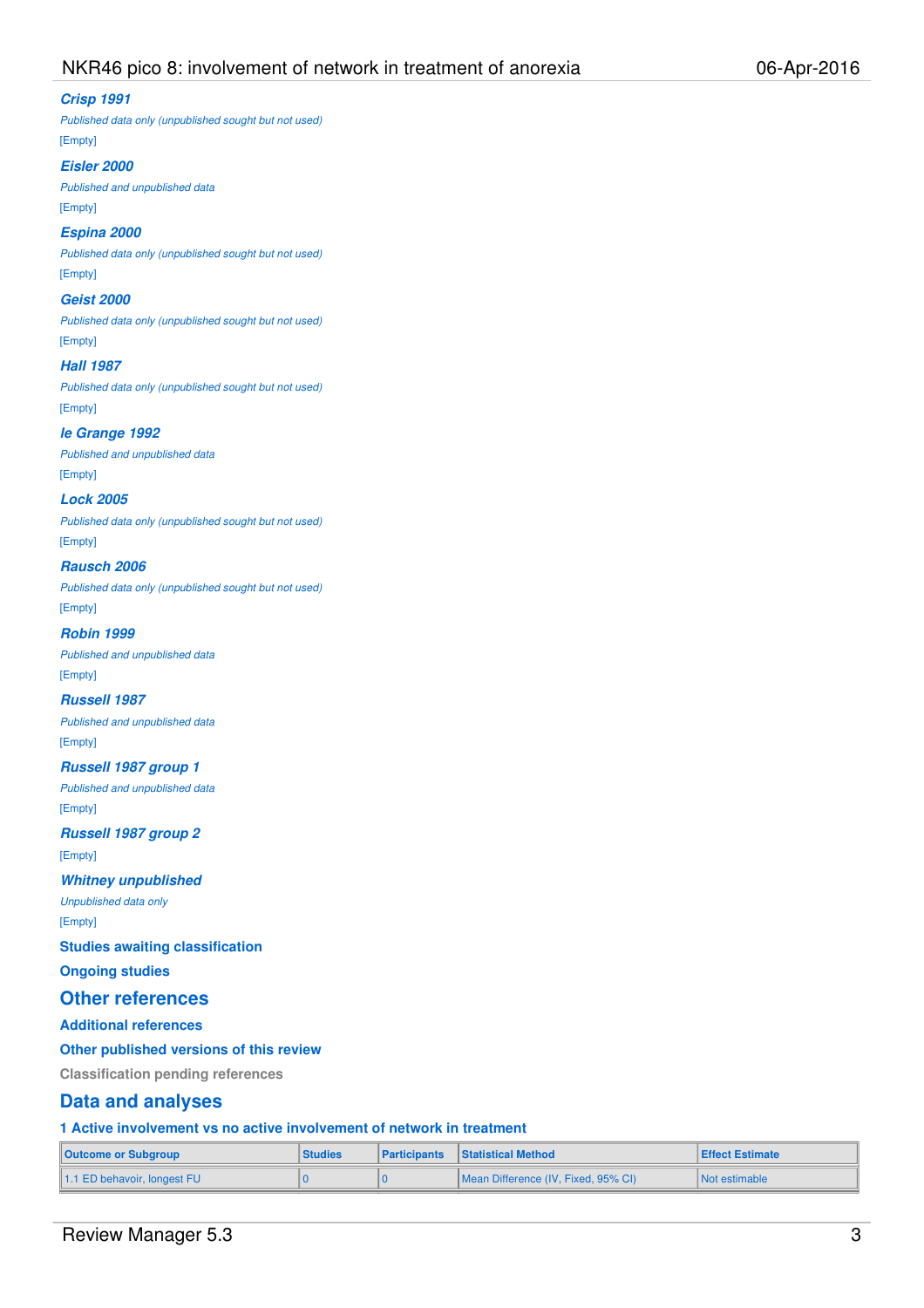### *Crisp 1991*

*Published data only (unpublished sought but not used)*

[Empty]

### *Eisler 2000*

*Published and unpublished data*

[Empty]

### *Espina 2000*

*Published data only (unpublished sought but not used)*

[Empty]

### *Geist 2000*

*Published data only (unpublished sought but not used)*

[Empty]

### *Hall 1987*

*Published data only (unpublished sought but not used)*

[Empty]

### *le Grange 1992*

*Published and unpublished data*

[Empty]

### *Lock 2005*

*Published data only (unpublished sought but not used)*

[Empty]

### *Rausch 2006*

*Published data only (unpublished sought but not used)*

[Empty]

### *Robin 1999*

*Published and unpublished data*

[Empty]

### *Russell 1987*

*Published and unpublished data*

[Empty]

### *Russell 1987 group 1*

*Published and unpublished data*

[Empty]

### *Russell 1987 group 2*

[Empty]

### *Whitney unpublished*

*Unpublished data only*

[Empty]

### Studies awaiting classification

### Ongoing studies

## Other references

### Additional references

### Other published versions of this review

### Classification pending references

## Data and analyses

### 1 Active involvement vs no active involvement of network in treatment

| Outcome or Subgroup | Studies | Participants | Statistical Method | Effect Estimate |
|---|---|---|---|---|
| 1.1 ED behavoir, longest FU | 0 | 0 | Mean Difference (IV, Fixed, 95% CI) | Not estimable |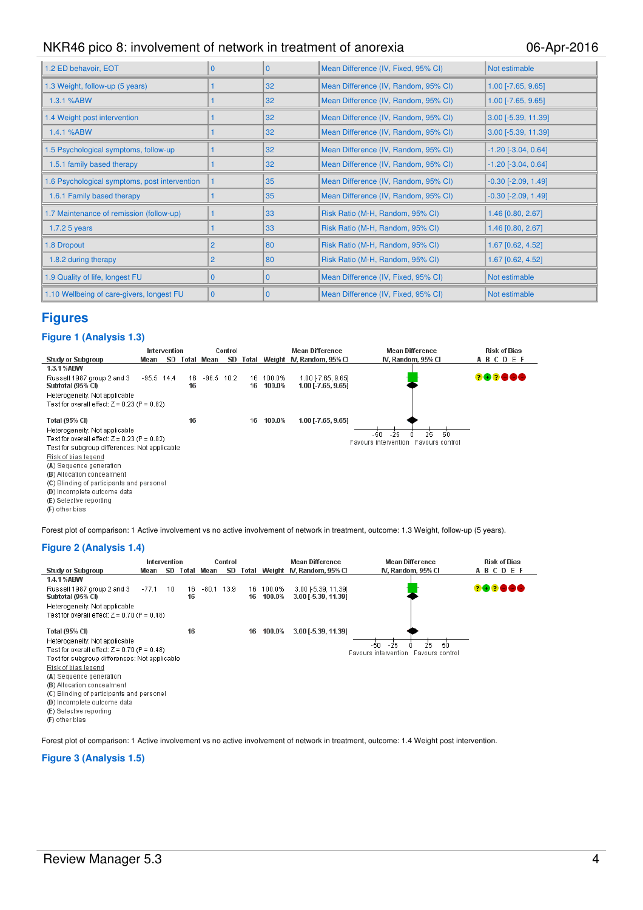| 1.2 ED behavoir, EOT | 0 | 0 | Mean Difference (IV, Fixed, 95% CI) | Not estimable |
|---|---|---|---|---|
| 1.3 Weight, follow-up (5 years) | 1 | 32 | Mean Difference (IV, Random, 95% CI) | 1.00 [-7.65, 9.65] |
| 1.3.1 %ABW | 1 | 32 | Mean Difference (IV, Random, 95% CI) | 1.00 [-7.65, 9.65] |
| 1.4 Weight post intervention | 1 | 32 | Mean Difference (IV, Random, 95% CI) | 3.00 [-5.39, 11.39] |
| 1.4.1 %ABW | 1 | 32 | Mean Difference (IV, Random, 95% CI) | 3.00 [-5.39, 11.39] |
| 1.5 Psychological symptoms, follow-up | 1 | 32 | Mean Difference (IV, Random, 95% CI) | -1.20 [-3.04, 0.64] |
| 1.5.1 family based therapy | 1 | 32 | Mean Difference (IV, Random, 95% CI) | -1.20 [-3.04, 0.64] |
| 1.6 Psychological symptoms, post intervention | 1 | 35 | Mean Difference (IV, Random, 95% CI) | -0.30 [-2.09, 1.49] |
| 1.6.1 Family based therapy | 1 | 35 | Mean Difference (IV, Random, 95% CI) | -0.30 [-2.09, 1.49] |
| 1.7 Maintenance of remission (follow-up) | 1 | 33 | Risk Ratio (M-H, Random, 95% CI) | 1.46 [0.80, 2.67] |
| 1.7.2 5 years | 1 | 33 | Risk Ratio (M-H, Random, 95% CI) | 1.46 [0.80, 2.67] |
| 1.8 Dropout | 2 | 80 | Risk Ratio (M-H, Random, 95% CI) | 1.67 [0.62, 4.52] |
| 1.8.2 during therapy | 2 | 80 | Risk Ratio (M-H, Random, 95% CI) | 1.67 [0.62, 4.52] |
| 1.9 Quality of life, longest FU | 0 | 0 | Mean Difference (IV, Fixed, 95% CI) | Not estimable |
| 1.10 Wellbeing of care-givers, longest FU | 0 | 0 | Mean Difference (IV, Fixed, 95% CI) | Not estimable |

# Figures

## Figure 1 (Analysis 1.3)

| Study or Subgroup | Intervention Mean | SD | Total | Control Mean | SD | Total | Weight | Mean Difference IV, Random, 95% CI |
|---|---|---|---|---|---|---|---|---|
| **1.3.1 %ABW** | | | | | | | | |
| Russell 1987 group 2 and 3 | -95.5 | 14.4 | 16 | -96.5 | 10.2 | 16 | 100.0% | 1.00 [-7.65, 9.65] |
| **Subtotal (95% CI)** | | | **16** | | | **16** | **100.0%** | **1.00 [-7.65, 9.65]** |
| Heterogeneity: Not applicable | | | | | | | | |
| Test for overall effect: Z = 0.23 (P = 0.82) | | | | | | | | |
| **Total (95% CI)** | | | **16** | | | **16** | **100.0%** | **1.00 [-7.65, 9.65]** |

Heterogeneity: Not applicable
Test for overall effect: Z = 0.23 (P = 0.82)
Test for subgroup differences: Not applicable

Favours intervention / Favours control

Risk of bias legend
(A) Sequence generation
(B) Allocation concealment
(C) Blinding of participants and personel
(D) Incomplete outcome data
(E) Selective reporting
(F) other bias

Forest plot of comparison: 1 Active involvement vs no active involvement of network in treatment, outcome: 1.3 Weight, follow-up (5 years).

## Figure 2 (Analysis 1.4)

| Study or Subgroup | Intervention Mean | SD | Total | Control Mean | SD | Total | Weight | Mean Difference IV, Random, 95% CI |
|---|---|---|---|---|---|---|---|---|
| **1.4.1 %ABW** | | | | | | | | |
| Russell 1987 group 2 and 3 | -77.1 | 10 | 16 | -80.1 | 13.9 | 16 | 100.0% | 3.00 [-5.39, 11.39] |
| **Subtotal (95% CI)** | | | **16** | | | **16** | **100.0%** | **3.00 [-5.39, 11.39]** |
| Heterogeneity: Not applicable | | | | | | | | |
| Test for overall effect: Z = 0.70 (P = 0.48) | | | | | | | | |
| **Total (95% CI)** | | | **16** | | | **16** | **100.0%** | **3.00 [-5.39, 11.39]** |

Heterogeneity: Not applicable
Test for overall effect: Z = 0.70 (P = 0.48)
Test for subgroup differences: Not applicable

Favours intervention / Favours control

Risk of bias legend
(A) Sequence generation
(B) Allocation concealment
(C) Blinding of participants and personel
(D) Incomplete outcome data
(E) Selective reporting
(F) other bias

Forest plot of comparison: 1 Active involvement vs no active involvement of network in treatment, outcome: 1.4 Weight post intervention.

## Figure 3 (Analysis 1.5)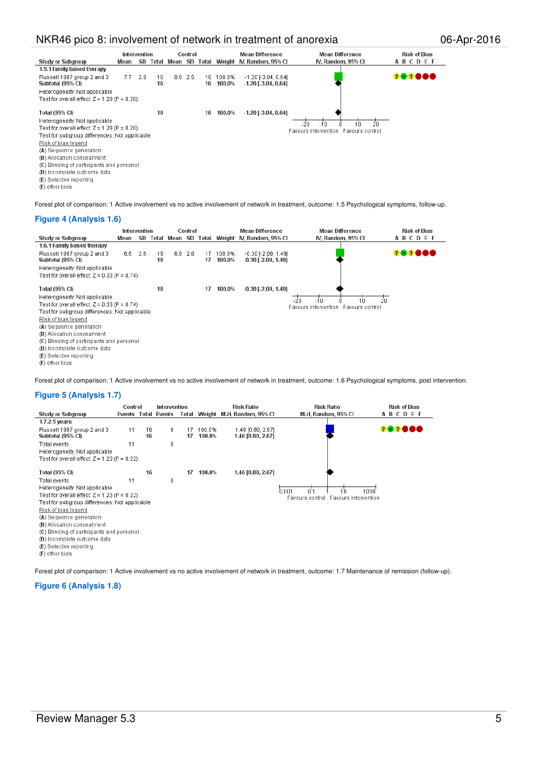| Study or Subgroup | Intervention Mean | Intervention SD | Intervention Total | Control Mean | Control SD | Control Total | Weight | Mean Difference IV, Random, 95% CI | Risk of Bias A B C D E F |
|---|---|---|---|---|---|---|---|---|---|
| **1.5.1 family based therapy** | | | | | | | | | |
| Russell 1987 group 2 and 3 | 7.7 | 2.8 | 16 | 8.9 | 2.5 | 16 | 100.0% | -1.20 [-3.04, 0.64] | ? + ? – – – |
| **Subtotal (95% CI)** | | | **16** | | | **16** | **100.0%** | **-1.20 [-3.04, 0.64]** | |
| Heterogeneity: Not applicable | | | | | | | | | |
| Test for overall effect: Z = 1.28 (P = 0.20) | | | | | | | | | |
| **Total (95% CI)** | | | **16** | | | **16** | **100.0%** | **-1.20 [-3.04, 0.64]** | |
| Heterogeneity: Not applicable | | | | | | | | | |
| Test for overall effect: Z = 1.28 (P = 0.20) | | | | | | | | | |
| Test for subgroup differences: Not applicable | | | | | | | | | |

Mean Difference IV, Random, 95% CI: axis -20 -10 0 10 20; Favours intervention / Favours control

Risk of bias legend
(A) Sequence generation
(B) Allocation concealment
(C) Blinding of participants and personnel
(D) Incomplete outcome data
(E) Selective reporting
(F) other bias

Forest plot of comparison: 1 Active involvement vs no active involvement of network in treatment, outcome: 1.5 Psychological symptoms, follow-up.

## Figure 4 (Analysis 1.6)

| Study or Subgroup | Intervention Mean | Intervention SD | Intervention Total | Control Mean | Control SD | Control Total | Weight | Mean Difference IV, Random, 95% CI | Risk of Bias A B C D E F |
|---|---|---|---|---|---|---|---|---|---|
| **1.6.1 Family based therapy** | | | | | | | | | |
| Russell 1987 group 2 and 3 | 6.6 | 2.6 | 18 | 6.9 | 2.8 | 17 | 100.0% | -0.30 [-2.09, 1.49] | ? + ? – – – |
| **Subtotal (95% CI)** | | | **18** | | | **17** | **100.0%** | **-0.30 [-2.09, 1.49]** | |
| Heterogeneity: Not applicable | | | | | | | | | |
| Test for overall effect: Z = 0.33 (P = 0.74) | | | | | | | | | |
| **Total (95% CI)** | | | **18** | | | **17** | **100.0%** | **-0.30 [-2.09, 1.49]** | |
| Heterogeneity: Not applicable | | | | | | | | | |
| Test for overall effect: Z = 0.33 (P = 0.74) | | | | | | | | | |
| Test for subgroup differences: Not applicable | | | | | | | | | |

Mean Difference IV, Random, 95% CI: axis -20 -10 0 10 20; Favours intervention / Favours control

Risk of bias legend
(A) Sequence generation
(B) Allocation concealment
(C) Blinding of participants and personnel
(D) Incomplete outcome data
(E) Selective reporting
(F) other bias

Forest plot of comparison: 1 Active involvement vs no active involvement of network in treatment, outcome: 1.6 Psychological symptoms, post intervention.

## Figure 5 (Analysis 1.7)

| Study or Subgroup | Control Events | Control Total | Intervention Events | Intervention Total | Weight | Risk Ratio M-H, Random, 95% CI | Risk of Bias A B C D E F |
|---|---|---|---|---|---|---|---|
| **1.7.2 5 years** | | | | | | | |
| Russell 1987 group 2 and 3 | 11 | 16 | 8 | 17 | 100.0% | 1.46 [0.80, 2.67] | ? + ? – – – |
| **Subtotal (95% CI)** | | **16** | | **17** | **100.0%** | **1.46 [0.80, 2.67]** | |
| Total events | 11 | | 8 | | | | |
| Heterogeneity: Not applicable | | | | | | | |
| Test for overall effect: Z = 1.23 (P = 0.22) | | | | | | | |
| **Total (95% CI)** | | **16** | | **17** | **100.0%** | **1.46 [0.80, 2.67]** | |
| Total events | 11 | | 8 | | | | |
| Heterogeneity: Not applicable | | | | | | | |
| Test for overall effect: Z = 1.23 (P = 0.22) | | | | | | | |
| Test for subgroup differences: Not applicable | | | | | | | |

Risk Ratio M-H, Random, 95% CI: axis 0.001 0.1 1 10 1000; Favours control / Favours intervention

Risk of bias legend
(A) Sequence generation
(B) Allocation concealment
(C) Blinding of participants and personnel
(D) Incomplete outcome data
(E) Selective reporting
(F) other bias

Forest plot of comparison: 1 Active involvement vs no active involvement of network in treatment, outcome: 1.7 Maintenance of remission (follow-up).

## Figure 6 (Analysis 1.8)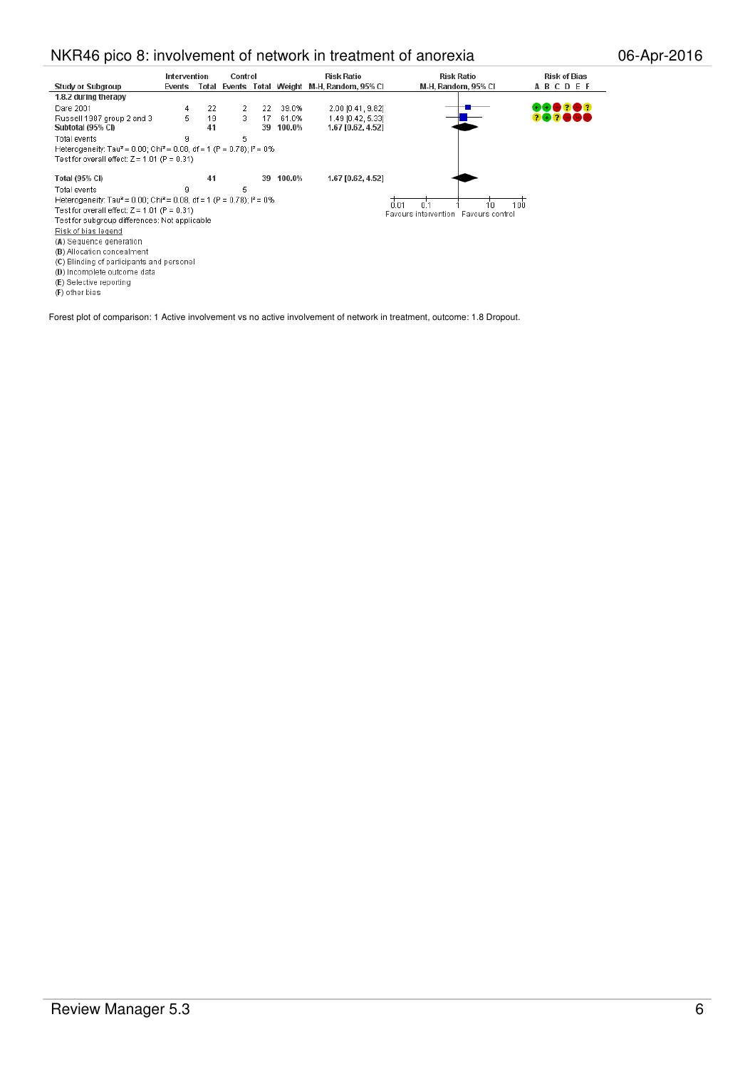# NKR46 pico 8: involvement of network in treatment of anorexia

06-Apr-2016

| Study or Subgroup | Intervention Events | Intervention Total | Control Events | Control Total | Weight | Risk Ratio M-H, Random, 95% CI |
|---|---|---|---|---|---|---|
| **1.8.2 during therapy** | | | | | | |
| Dare 2001 | 4 | 22 | 2 | 22 | 39.0% | 2.00 [0.41, 9.82] |
| Russell 1987 group 2 and 3 | 5 | 19 | 3 | 17 | 61.0% | 1.49 [0.42, 5.33] |
| **Subtotal (95% CI)** | | **41** | | **39** | **100.0%** | **1.67 [0.62, 4.52]** |
| Total events | 9 | | 5 | | | |
| Heterogeneity: $Tau^2 = 0.00$; $Chi^2 = 0.08$, df = 1 (P = 0.78); $I^2 = 0\%$ | | | | | | |
| Test for overall effect: Z = 1.01 (P = 0.31) | | | | | | |
| **Total (95% CI)** | | **41** | | **39** | **100.0%** | **1.67 [0.62, 4.52]** |
| Total events | 9 | | 5 | | | |
| Heterogeneity: $Tau^2 = 0.00$; $Chi^2 = 0.08$, df = 1 (P = 0.78); $I^2 = 0\%$ | | | | | | |
| Test for overall effect: Z = 1.01 (P = 0.31) | | | | | | |
| Test for subgroup differences: Not applicable | | | | | | |

Risk Ratio
M-H, Random, 95% CI

0.01 0.1 1 10 100

Favours intervention Favours control

Risk of Bias
A B C D E F

Dare 2001: + + − ? − ?

Russell 1987 group 2 and 3: ? + ? − − −

Risk of bias legend

(A) Sequence generation

(B) Allocation concealment

(C) Blinding of participants and personel

(D) Incomplete outcome data

(E) Selective reporting

(F) other bias

Forest plot of comparison: 1 Active involvement vs no active involvement of network in treatment, outcome: 1.8 Dropout.